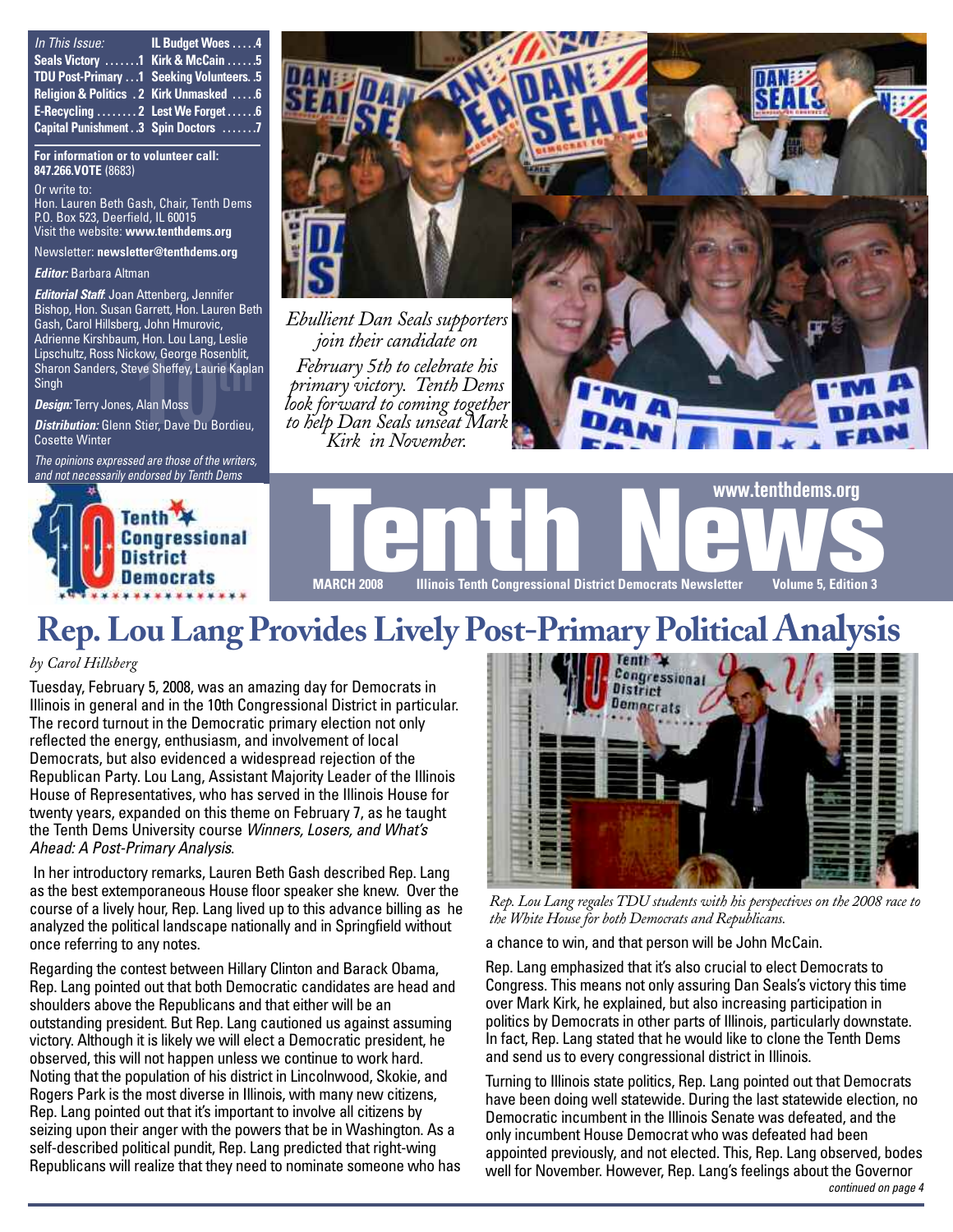| In This Issue: | |
| --- | --- |
| Seals Victory .......1 | IL Budget Woes .....4 |
| TDU Post-Primary ...1 | Kirk & McCain ......5 |
| Religion & Politics . 2 | Seeking Volunteers. .5 |
| E-Recycling ........2 | Kirk Unmasked .....6 |
| Capital Punishment . .3 | Lest We Forget ......6 |
| | Spin Doctors .......7 |

**For information or to volunteer call: 847.266.VOTE** (8683)

Or write to:
Hon. Lauren Beth Gash, Chair, Tenth Dems
P.O. Box 523, Deerfield, IL 60015
Visit the website: **www.tenthdems.org**

Newsletter: **newsletter@tenthdems.org**

***Editor:*** Barbara Altman

***Editorial Staff:*** Joan Attenberg, Jennifer Bishop, Hon. Susan Garrett, Hon. Lauren Beth Gash, Carol Hillsberg, John Hmurovic, Adrienne Kirshbaum, Hon. Lou Lang, Leslie Lipschultz, Ross Nickow, George Rosenblit, Sharon Sanders, Steve Sheffey, Laurie Kaplan Singh

***Design:*** Terry Jones, Alan Moss

***Distribution:*** Glenn Stier, Dave Du Bordieu, Cosette Winter

*The opinions expressed are those of the writers, and not necessarily endorsed by Tenth Dems*

*Ebullient Dan Seals supporters join their candidate on February 5th to celebrate his primary victory. Tenth Dems look forward to coming together to help Dan Seals unseat Mark Kirk in November.*

# Tenth News

www.tenthdems.org

**MARCH 2008 — Illinois Tenth Congressional District Democrats Newsletter — Volume 5, Edition 3**

## Rep. Lou Lang Provides Lively Post-Primary Political Analysis

*by Carol Hillsberg*

Tuesday, February 5, 2008, was an amazing day for Democrats in Illinois in general and in the 10th Congressional District in particular. The record turnout in the Democratic primary election not only reflected the energy, enthusiasm, and involvement of local Democrats, but also evidenced a widespread rejection of the Republican Party. Lou Lang, Assistant Majority Leader of the Illinois House of Representatives, who has served in the Illinois House for twenty years, expanded on this theme on February 7, as he taught the Tenth Dems University course *Winners, Losers, and What's Ahead: A Post-Primary Analysis*.

In her introductory remarks, Lauren Beth Gash described Rep. Lang as the best extemporaneous House floor speaker she knew. Over the course of a lively hour, Rep. Lang lived up to this advance billing as he analyzed the political landscape nationally and in Springfield without once referring to any notes.

Regarding the contest between Hillary Clinton and Barack Obama, Rep. Lang pointed out that both Democratic candidates are head and shoulders above the Republicans and that either will be an outstanding president. But Rep. Lang cautioned us against assuming victory. Although it is likely we will elect a Democratic president, he observed, this will not happen unless we continue to work hard. Noting that the population of his district in Lincolnwood, Skokie, and Rogers Park is the most diverse in Illinois, with many new citizens, Rep. Lang pointed out that it's important to involve all citizens by seizing upon their anger with the powers that be in Washington. As a self-described political pundit, Rep. Lang predicted that right-wing Republicans will realize that they need to nominate someone who has a chance to win, and that person will be John McCain.

*Rep. Lou Lang regales TDU students with his perspectives on the 2008 race to the White House for both Democrats and Republicans.*

Rep. Lang emphasized that it's also crucial to elect Democrats to Congress. This means not only assuring Dan Seals's victory this time over Mark Kirk, he explained, but also increasing participation in politics by Democrats in other parts of Illinois, particularly downstate. In fact, Rep. Lang stated that he would like to clone the Tenth Dems and send us to every congressional district in Illinois.

Turning to Illinois state politics, Rep. Lang pointed out that Democrats have been doing well statewide. During the last statewide election, no Democratic incumbent in the Illinois Senate was defeated, and the only incumbent House Democrat who was defeated had been appointed previously, and not elected. This, Rep. Lang observed, bodes well for November. However, Rep. Lang's feelings about the Governor

*continued on page 4*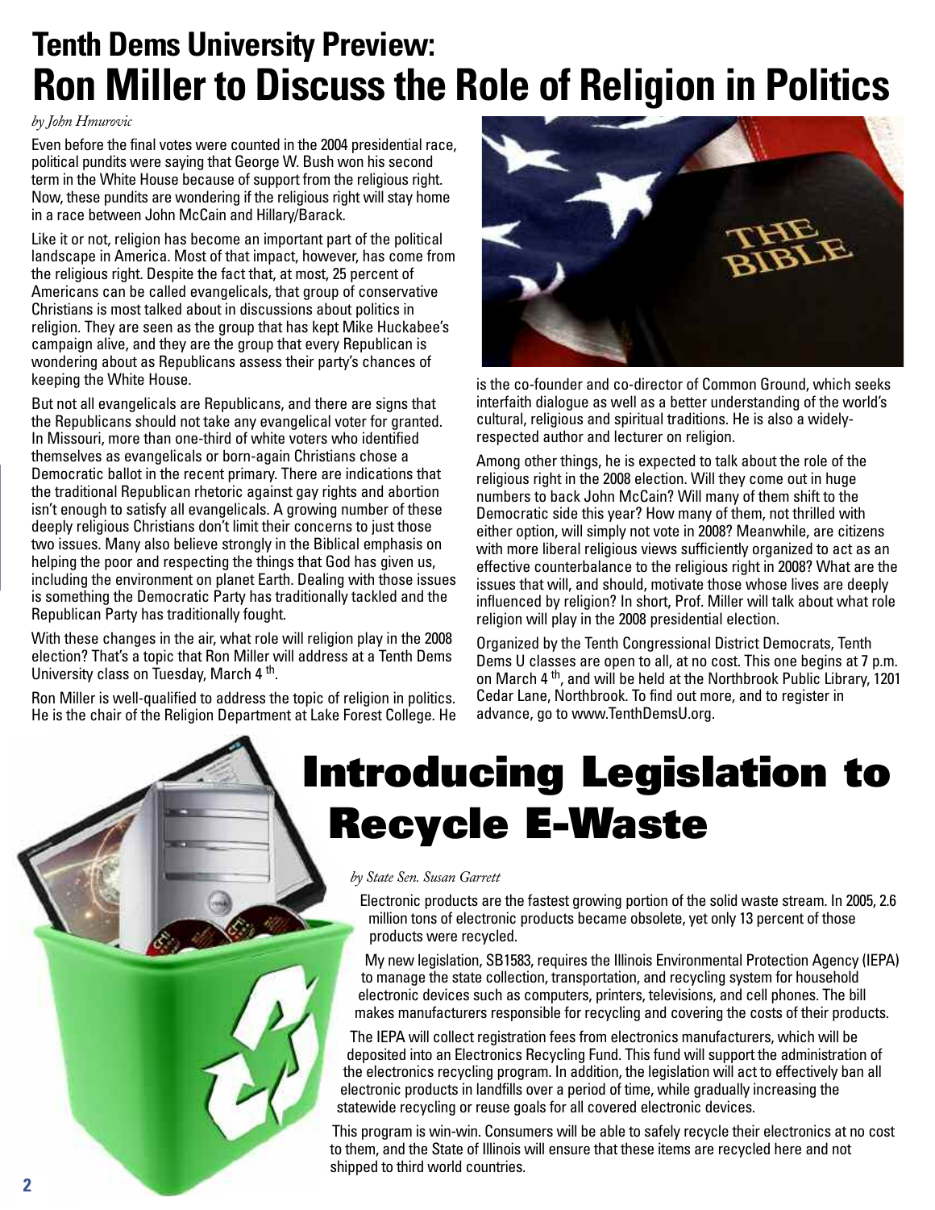# Tenth Dems University Preview:
# Ron Miller to Discuss the Role of Religion in Politics

*by John Hmurovic*

Even before the final votes were counted in the 2004 presidential race, political pundits were saying that George W. Bush won his second term in the White House because of support from the religious right. Now, these pundits are wondering if the religious right will stay home in a race between John McCain and Hillary/Barack.

Like it or not, religion has become an important part of the political landscape in America. Most of that impact, however, has come from the religious right. Despite the fact that, at most, 25 percent of Americans can be called evangelicals, that group of conservative Christians is most talked about in discussions about politics in religion. They are seen as the group that has kept Mike Huckabee's campaign alive, and they are the group that every Republican is wondering about as Republicans assess their party's chances of keeping the White House.

But not all evangelicals are Republicans, and there are signs that the Republicans should not take any evangelical voter for granted. In Missouri, more than one-third of white voters who identified themselves as evangelicals or born-again Christians chose a Democratic ballot in the recent primary. There are indications that the traditional Republican rhetoric against gay rights and abortion isn't enough to satisfy all evangelicals. A growing number of these deeply religious Christians don't limit their concerns to just those two issues. Many also believe strongly in the Biblical emphasis on helping the poor and respecting the things that God has given us, including the environment on planet Earth. Dealing with those issues is something the Democratic Party has traditionally tackled and the Republican Party has traditionally fought.

With these changes in the air, what role will religion play in the 2008 election? That's a topic that Ron Miller will address at a Tenth Dems University class on Tuesday, March 4th.

Ron Miller is well-qualified to address the topic of religion in politics. He is the chair of the Religion Department at Lake Forest College. He is the co-founder and co-director of Common Ground, which seeks interfaith dialogue as well as a better understanding of the world's cultural, religious and spiritual traditions. He is also a widely-respected author and lecturer on religion.

Among other things, he is expected to talk about the role of the religious right in the 2008 election. Will they come out in huge numbers to back John McCain? Will many of them shift to the Democratic side this year? How many of them, not thrilled with either option, will simply not vote in 2008? Meanwhile, are citizens with more liberal religious views sufficiently organized to act as an effective counterbalance to the religious right in 2008? What are the issues that will, and should, motivate those whose lives are deeply influenced by religion? In short, Prof. Miller will talk about what role religion will play in the 2008 presidential election.

Organized by the Tenth Congressional District Democrats, Tenth Dems U classes are open to all, at no cost. This one begins at 7 p.m. on March 4th, and will be held at the Northbrook Public Library, 1201 Cedar Lane, Northbrook. To find out more, and to register in advance, go to www.TenthDemsU.org.

# Introducing Legislation to Recycle E-Waste

*by State Sen. Susan Garrett*

Electronic products are the fastest growing portion of the solid waste stream. In 2005, 2.6 million tons of electronic products became obsolete, yet only 13 percent of those products were recycled.

My new legislation, SB1583, requires the Illinois Environmental Protection Agency (IEPA) to manage the state collection, transportation, and recycling system for household electronic devices such as computers, printers, televisions, and cell phones. The bill makes manufacturers responsible for recycling and covering the costs of their products.

The IEPA will collect registration fees from electronics manufacturers, which will be deposited into an Electronics Recycling Fund. This fund will support the administration of the electronics recycling program. In addition, the legislation will act to effectively ban all electronic products in landfills over a period of time, while gradually increasing the statewide recycling or reuse goals for all covered electronic devices.

This program is win-win. Consumers will be able to safely recycle their electronics at no cost to them, and the State of Illinois will ensure that these items are recycled here and not shipped to third world countries.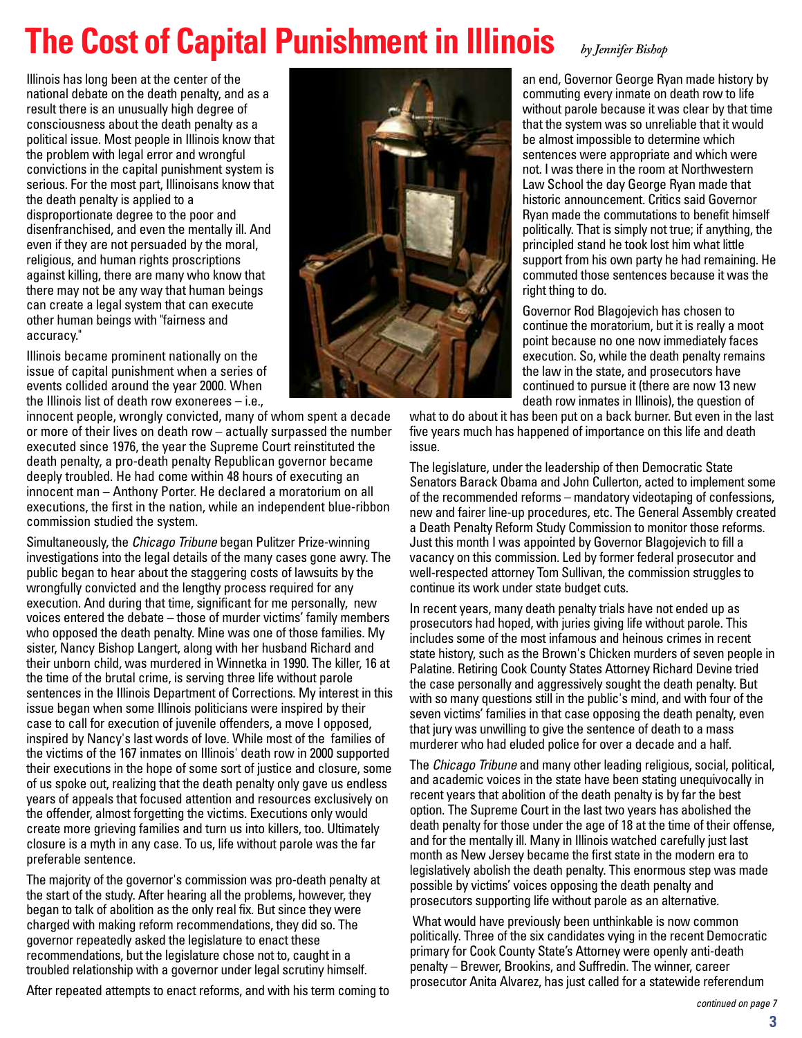# The Cost of Capital Punishment in Illinois

*by Jennifer Bishop*

Illinois has long been at the center of the national debate on the death penalty, and as a result there is an unusually high degree of consciousness about the death penalty as a political issue. Most people in Illinois know that the problem with legal error and wrongful convictions in the capital punishment system is serious. For the most part, Illinoisans know that the death penalty is applied to a disproportionate degree to the poor and disenfranchised, and even the mentally ill. And even if they are not persuaded by the moral, religious, and human rights proscriptions against killing, there are many who know that there may not be any way that human beings can create a legal system that can execute other human beings with "fairness and accuracy."

Illinois became prominent nationally on the issue of capital punishment when a series of events collided around the year 2000. When the Illinois list of death row exonerees – i.e., innocent people, wrongly convicted, many of whom spent a decade or more of their lives on death row – actually surpassed the number executed since 1976, the year the Supreme Court reinstituted the death penalty, a pro-death penalty Republican governor became deeply troubled. He had come within 48 hours of executing an innocent man – Anthony Porter. He declared a moratorium on all executions, the first in the nation, while an independent blue-ribbon commission studied the system.

Simultaneously, the *Chicago Tribune* began Pulitzer Prize-winning investigations into the legal details of the many cases gone awry. The public began to hear about the staggering costs of lawsuits by the wrongfully convicted and the lengthy process required for any execution. And during that time, significant for me personally, new voices entered the debate – those of murder victims' family members who opposed the death penalty. Mine was one of those families. My sister, Nancy Bishop Langert, along with her husband Richard and their unborn child, was murdered in Winnetka in 1990. The killer, 16 at the time of the brutal crime, is serving three life without parole sentences in the Illinois Department of Corrections. My interest in this issue began when some Illinois politicians were inspired by their case to call for execution of juvenile offenders, a move I opposed, inspired by Nancy's last words of love. While most of the families of the victims of the 167 inmates on Illinois' death row in 2000 supported their executions in the hope of some sort of justice and closure, some of us spoke out, realizing that the death penalty only gave us endless years of appeals that focused attention and resources exclusively on the offender, almost forgetting the victims. Executions only would create more grieving families and turn us into killers, too. Ultimately closure is a myth in any case. To us, life without parole was the far preferable sentence.

The majority of the governor's commission was pro-death penalty at the start of the study. After hearing all the problems, however, they began to talk of abolition as the only real fix. But since they were charged with making reform recommendations, they did so. The governor repeatedly asked the legislature to enact these recommendations, but the legislature chose not to, caught in a troubled relationship with a governor under legal scrutiny himself.

After repeated attempts to enact reforms, and with his term coming to an end, Governor George Ryan made history by commuting every inmate on death row to life without parole because it was clear by that time that the system was so unreliable that it would be almost impossible to determine which sentences were appropriate and which were not. I was there in the room at Northwestern Law School the day George Ryan made that historic announcement. Critics said Governor Ryan made the commutations to benefit himself politically. That is simply not true; if anything, the principled stand he took lost him what little support from his own party he had remaining. He commuted those sentences because it was the right thing to do.

Governor Rod Blagojevich has chosen to continue the moratorium, but it is really a moot point because no one now immediately faces execution. So, while the death penalty remains the law in the state, and prosecutors have continued to pursue it (there are now 13 new death row inmates in Illinois), the question of what to do about it has been put on a back burner. But even in the last five years much has happened of importance on this life and death issue.

The legislature, under the leadership of then Democratic State Senators Barack Obama and John Cullerton, acted to implement some of the recommended reforms – mandatory videotaping of confessions, new and fairer line-up procedures, etc. The General Assembly created a Death Penalty Reform Study Commission to monitor those reforms. Just this month I was appointed by Governor Blagojevich to fill a vacancy on this commission. Led by former federal prosecutor and well-respected attorney Tom Sullivan, the commission struggles to continue its work under state budget cuts.

In recent years, many death penalty trials have not ended up as prosecutors had hoped, with juries giving life without parole. This includes some of the most infamous and heinous crimes in recent state history, such as the Brown's Chicken murders of seven people in Palatine. Retiring Cook County States Attorney Richard Devine tried the case personally and aggressively sought the death penalty. But with so many questions still in the public's mind, and with four of the seven victims' families in that case opposing the death penalty, even that jury was unwilling to give the sentence of death to a mass murderer who had eluded police for over a decade and a half.

The *Chicago Tribune* and many other leading religious, social, political, and academic voices in the state have been stating unequivocally in recent years that abolition of the death penalty is by far the best option. The Supreme Court in the last two years has abolished the death penalty for those under the age of 18 at the time of their offense, and for the mentally ill. Many in Illinois watched carefully just last month as New Jersey became the first state in the modern era to legislatively abolish the death penalty. This enormous step was made possible by victims' voices opposing the death penalty and prosecutors supporting life without parole as an alternative.

What would have previously been unthinkable is now common politically. Three of the six candidates vying in the recent Democratic primary for Cook County State's Attorney were openly anti-death penalty – Brewer, Brookins, and Suffredin. The winner, career prosecutor Anita Alvarez, has just called for a statewide referendum

*continued on page 7*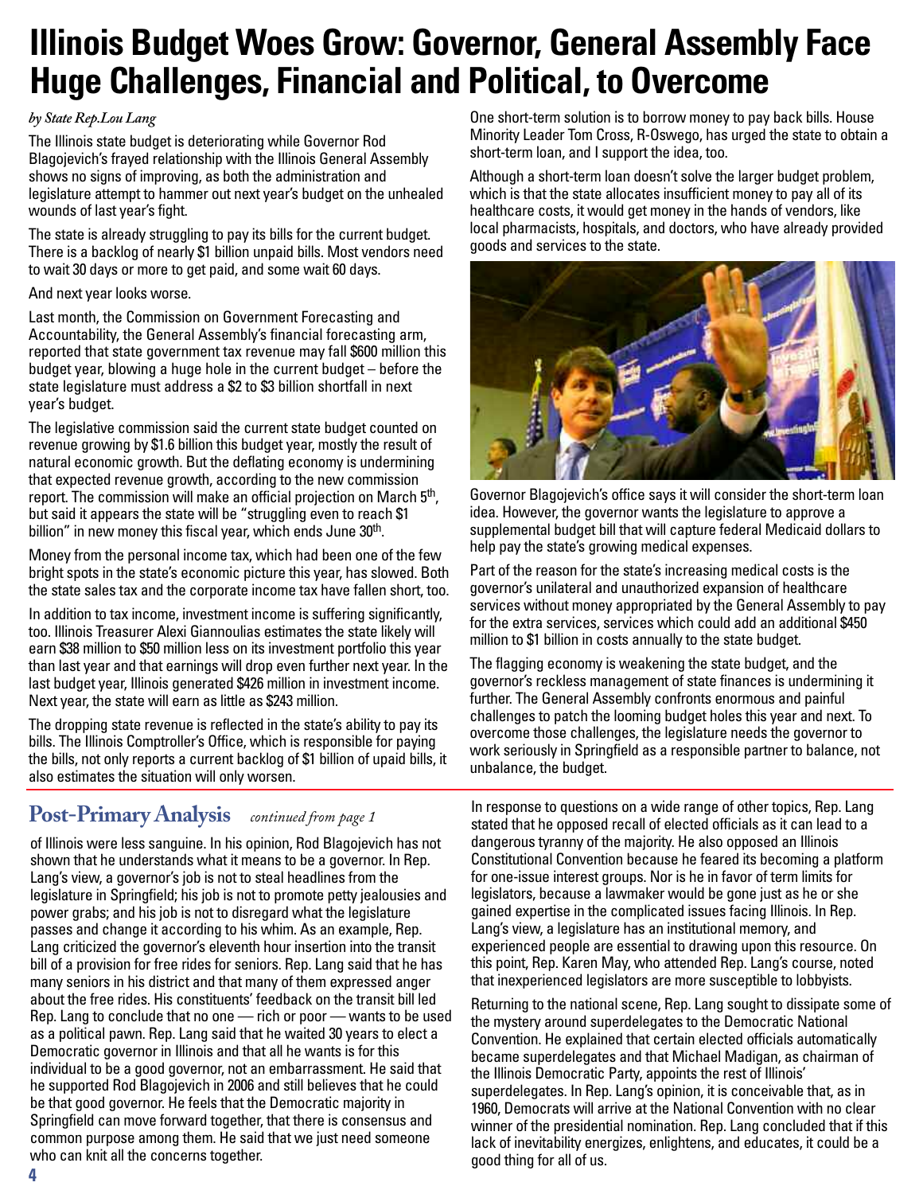# Illinois Budget Woes Grow: Governor, General Assembly Face Huge Challenges, Financial and Political, to Overcome

*by State Rep. Lou Lang*

The Illinois state budget is deteriorating while Governor Rod Blagojevich's frayed relationship with the Illinois General Assembly shows no signs of improving, as both the administration and legislature attempt to hammer out next year's budget on the unhealed wounds of last year's fight.

The state is already struggling to pay its bills for the current budget. There is a backlog of nearly $1 billion unpaid bills. Most vendors need to wait 30 days or more to get paid, and some wait 60 days.

And next year looks worse.

Last month, the Commission on Government Forecasting and Accountability, the General Assembly's financial forecasting arm, reported that state government tax revenue may fall $600 million this budget year, blowing a huge hole in the current budget – before the state legislature must address a $2 to $3 billion shortfall in next year's budget.

The legislative commission said the current state budget counted on revenue growing by $1.6 billion this budget year, mostly the result of natural economic growth. But the deflating economy is undermining that expected revenue growth, according to the new commission report. The commission will make an official projection on March 5th, but said it appears the state will be "struggling even to reach $1 billion" in new money this fiscal year, which ends June 30th.

Money from the personal income tax, which had been one of the few bright spots in the state's economic picture this year, has slowed. Both the state sales tax and the corporate income tax have fallen short, too.

In addition to tax income, investment income is suffering significantly, too. Illinois Treasurer Alexi Giannoulias estimates the state likely will earn $38 million to $50 million less on its investment portfolio this year than last year and that earnings will drop even further next year. In the last budget year, Illinois generated $426 million in investment income. Next year, the state will earn as little as $243 million.

The dropping state revenue is reflected in the state's ability to pay its bills. The Illinois Comptroller's Office, which is responsible for paying the bills, not only reports a current backlog of $1 billion of upaid bills, it also estimates the situation will only worsen.

One short-term solution is to borrow money to pay back bills. House Minority Leader Tom Cross, R-Oswego, has urged the state to obtain a short-term loan, and I support the idea, too.

Although a short-term loan doesn't solve the larger budget problem, which is that the state allocates insufficient money to pay all of its healthcare costs, it would get money in the hands of vendors, like local pharmacists, hospitals, and doctors, who have already provided goods and services to the state.

Governor Blagojevich's office says it will consider the short-term loan idea. However, the governor wants the legislature to approve a supplemental budget bill that will capture federal Medicaid dollars to help pay the state's growing medical expenses.

Part of the reason for the state's increasing medical costs is the governor's unilateral and unauthorized expansion of healthcare services without money appropriated by the General Assembly to pay for the extra services, services which could add an additional $450 million to $1 billion in costs annually to the state budget.

The flagging economy is weakening the state budget, and the governor's reckless management of state finances is undermining it further. The General Assembly confronts enormous and painful challenges to patch the looming budget holes this year and next. To overcome those challenges, the legislature needs the governor to work seriously in Springfield as a responsible partner to balance, not unbalance, the budget.

## Post-Primary Analysis *continued from page 1*

of Illinois were less sanguine. In his opinion, Rod Blagojevich has not shown that he understands what it means to be a governor. In Rep. Lang's view, a governor's job is not to steal headlines from the legislature in Springfield; his job is not to promote petty jealousies and power grabs; and his job is not to disregard what the legislature passes and change it according to his whim. As an example, Rep. Lang criticized the governor's eleventh hour insertion into the transit bill of a provision for free rides for seniors. Rep. Lang said that he has many seniors in his district and that many of them expressed anger about the free rides. His constituents' feedback on the transit bill led Rep. Lang to conclude that no one — rich or poor — wants to be used as a political pawn. Rep. Lang said that he waited 30 years to elect a Democratic governor in Illinois and that all he wants is for this individual to be a good governor, not an embarrassment. He said that he supported Rod Blagojevich in 2006 and still believes that he could be that good governor. He feels that the Democratic majority in Springfield can move forward together, that there is consensus and common purpose among them. He said that we just need someone who can knit all the concerns together.

In response to questions on a wide range of other topics, Rep. Lang stated that he opposed recall of elected officials as it can lead to a dangerous tyranny of the majority. He also opposed an Illinois Constitutional Convention because he feared its becoming a platform for one-issue interest groups. Nor is he in favor of term limits for legislators, because a lawmaker would be gone just as he or she gained expertise in the complicated issues facing Illinois. In Rep. Lang's view, a legislature has an institutional memory, and experienced people are essential to drawing upon this resource. On this point, Rep. Karen May, who attended Rep. Lang's course, noted that inexperienced legislators are more susceptible to lobbyists.

Returning to the national scene, Rep. Lang sought to dissipate some of the mystery around superdelegates to the Democratic National Convention. He explained that certain elected officials automatically became superdelegates and that Michael Madigan, as chairman of the Illinois Democratic Party, appoints the rest of Illinois' superdelegates. In Rep. Lang's opinion, it is conceivable that, as in 1960, Democrats will arrive at the National Convention with no clear winner of the presidential nomination. Rep. Lang concluded that if this lack of inevitability energizes, enlightens, and educates, it could be a good thing for all of us.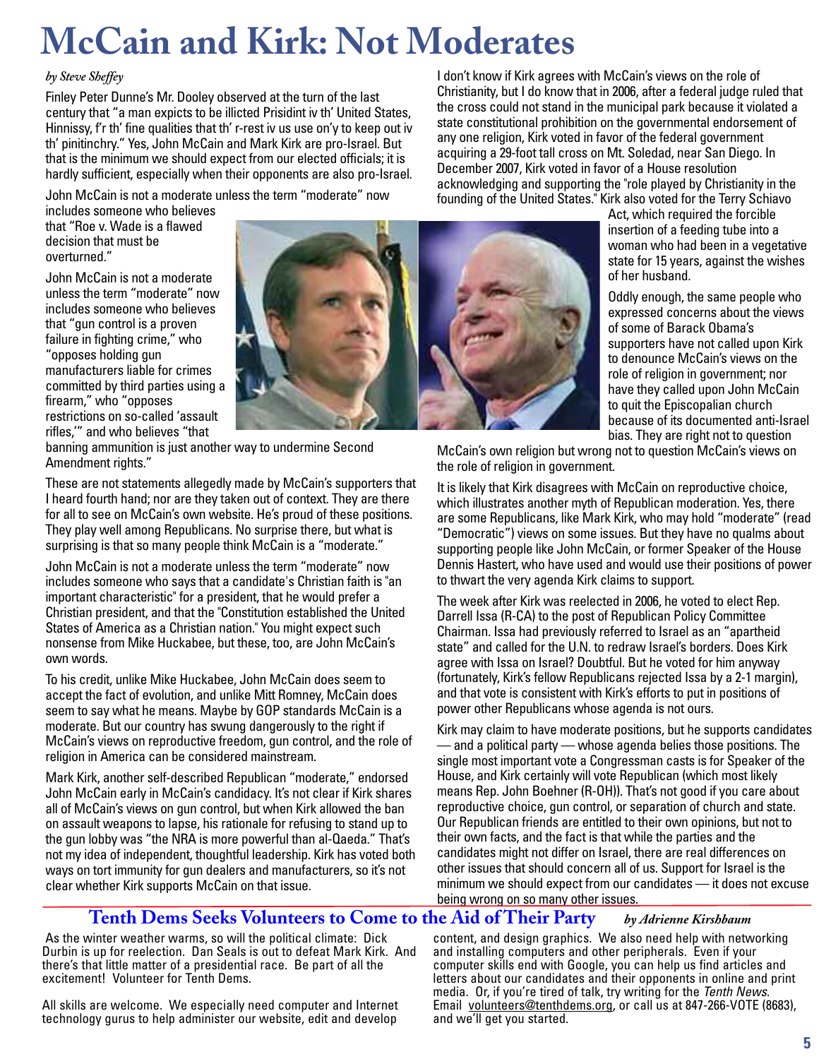# McCain and Kirk: Not Moderates

*by Steve Sheffey*

Finley Peter Dunne's Mr. Dooley observed at the turn of the last century that "a man expicts to be illicted Prisidint iv th' United States, Hinnissy, f'r th' fine qualities that th' r-rest iv us use on'y to keep out iv th' pinitinchry." Yes, John McCain and Mark Kirk are pro-Israel. But that is the minimum we should expect from our elected officials; it is hardly sufficient, especially when their opponents are also pro-Israel.

John McCain is not a moderate unless the term "moderate" now includes someone who believes that "Roe v. Wade is a flawed decision that must be overturned."

John McCain is not a moderate unless the term "moderate" now includes someone who believes that "gun control is a proven failure in fighting crime," who "opposes holding gun manufacturers liable for crimes committed by third parties using a firearm," who "opposes restrictions on so-called 'assault rifles,'" and who believes "that banning ammunition is just another way to undermine Second Amendment rights."

These are not statements allegedly made by McCain's supporters that I heard fourth hand; nor are they taken out of context. They are there for all to see on McCain's own website. He's proud of these positions. They play well among Republicans. No surprise there, but what is surprising is that so many people think McCain is a "moderate."

John McCain is not a moderate unless the term "moderate" now includes someone who says that a candidate's Christian faith is "an important characteristic" for a president, that he would prefer a Christian president, and that the "Constitution established the United States of America as a Christian nation." You might expect such nonsense from Mike Huckabee, but these, too, are John McCain's own words.

To his credit, unlike Mike Huckabee, John McCain does seem to accept the fact of evolution, and unlike Mitt Romney, McCain does seem to say what he means. Maybe by GOP standards McCain is a moderate. But our country has swung dangerously to the right if McCain's views on reproductive freedom, gun control, and the role of religion in America can be considered mainstream.

Mark Kirk, another self-described Republican "moderate," endorsed John McCain early in McCain's candidacy. It's not clear if Kirk shares all of McCain's views on gun control, but when Kirk allowed the ban on assault weapons to lapse, his rationale for refusing to stand up to the gun lobby was "the NRA is more powerful than al-Qaeda." That's not my idea of independent, thoughtful leadership. Kirk has voted both ways on tort immunity for gun dealers and manufacturers, so it's not clear whether Kirk supports McCain on that issue.

I don't know if Kirk agrees with McCain's views on the role of Christianity, but I do know that in 2006, after a federal judge ruled that the cross could not stand in the municipal park because it violated a state constitutional prohibition on the governmental endorsement of any one religion, Kirk voted in favor of the federal government acquiring a 29-foot tall cross on Mt. Soledad, near San Diego. In December 2007, Kirk voted in favor of a House resolution acknowledging and supporting the "role played by Christianity in the founding of the United States." Kirk also voted for the Terry Schiavo Act, which required the forcible insertion of a feeding tube into a woman who had been in a vegetative state for 15 years, against the wishes of her husband.

Oddly enough, the same people who expressed concerns about the views of some of Barack Obama's supporters have not called upon Kirk to denounce McCain's views on the role of religion in government; nor have they called upon John McCain to quit the Episcopalian church because of its documented anti-Israel bias. They are right not to question McCain's own religion but wrong not to question McCain's views on the role of religion in government.

It is likely that Kirk disagrees with McCain on reproductive choice, which illustrates another myth of Republican moderation. Yes, there are some Republicans, like Mark Kirk, who may hold "moderate" (read "Democratic") views on some issues. But they have no qualms about supporting people like John McCain, or former Speaker of the House Dennis Hastert, who have used and would use their positions of power to thwart the very agenda Kirk claims to support.

The week after Kirk was reelected in 2006, he voted to elect Rep. Darrell Issa (R-CA) to the post of Republican Policy Committee Chairman. Issa had previously referred to Israel as an "apartheid state" and called for the U.N. to redraw Israel's borders. Does Kirk agree with Issa on Israel? Doubtful. But he voted for him anyway (fortunately, Kirk's fellow Republicans rejected Issa by a 2-1 margin), and that vote is consistent with Kirk's efforts to put in positions of power other Republicans whose agenda is not ours.

Kirk may claim to have moderate positions, but he supports candidates — and a political party — whose agenda belies those positions. The single most important vote a Congressman casts is for Speaker of the House, and Kirk certainly will vote Republican (which most likely means Rep. John Boehner (R-OH)). That's not good if you care about reproductive choice, gun control, or separation of church and state. Our Republican friends are entitled to their own opinions, but not to their own facts, and the fact is that while the parties and the candidates might not differ on Israel, there are real differences on other issues that should concern all of us. Support for Israel is the minimum we should expect from our candidates — it does not excuse being wrong on so many other issues.

## Tenth Dems Seeks Volunteers to Come to the Aid of Their Party

*by Adrienne Kirshbaum*

As the winter weather warms, so will the political climate: Dick Durbin is up for reelection. Dan Seals is out to defeat Mark Kirk. And there's that little matter of a presidential race. Be part of all the excitement! Volunteer for Tenth Dems.

All skills are welcome. We especially need computer and Internet technology gurus to help administer our website, edit and develop content, and design graphics. We also need help with networking and installing computers and other peripherals. Even if your computer skills end with Google, you can help us find articles and letters about our candidates and their opponents in online and print media. Or, if you're tired of talk, try writing for the *Tenth News*. Email volunteers@tenthdems.org, or call us at 847-266-VOTE (8683), and we'll get you started.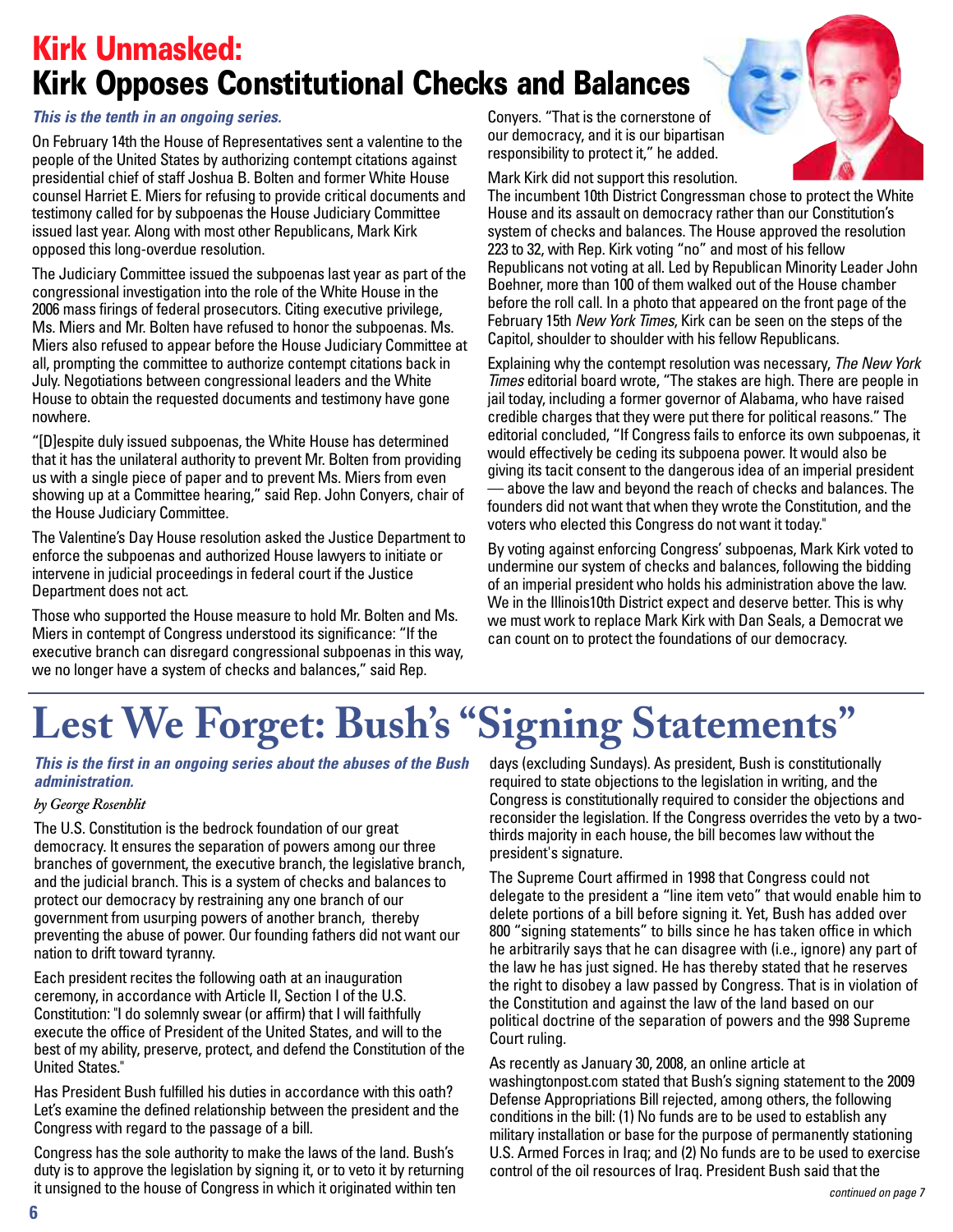# Kirk Unmasked:
# Kirk Opposes Constitutional Checks and Balances

***This is the tenth in an ongoing series.***

On February 14th the House of Representatives sent a valentine to the people of the United States by authorizing contempt citations against presidential chief of staff Joshua B. Bolten and former White House counsel Harriet E. Miers for refusing to provide critical documents and testimony called for by subpoenas the House Judiciary Committee issued last year. Along with most other Republicans, Mark Kirk opposed this long-overdue resolution.

The Judiciary Committee issued the subpoenas last year as part of the congressional investigation into the role of the White House in the 2006 mass firings of federal prosecutors. Citing executive privilege, Ms. Miers and Mr. Bolten have refused to honor the subpoenas. Ms. Miers also refused to appear before the House Judiciary Committee at all, prompting the committee to authorize contempt citations back in July. Negotiations between congressional leaders and the White House to obtain the requested documents and testimony have gone nowhere.

"[D]espite duly issued subpoenas, the White House has determined that it has the unilateral authority to prevent Mr. Bolten from providing us with a single piece of paper and to prevent Ms. Miers from even showing up at a Committee hearing," said Rep. John Conyers, chair of the House Judiciary Committee.

The Valentine's Day House resolution asked the Justice Department to enforce the subpoenas and authorized House lawyers to initiate or intervene in judicial proceedings in federal court if the Justice Department does not act.

Those who supported the House measure to hold Mr. Bolten and Ms. Miers in contempt of Congress understood its significance: "If the executive branch can disregard congressional subpoenas in this way, we no longer have a system of checks and balances," said Rep. Conyers. "That is the cornerstone of our democracy, and it is our bipartisan responsibility to protect it," he added.

Mark Kirk did not support this resolution. The incumbent 10th District Congressman chose to protect the White House and its assault on democracy rather than our Constitution's system of checks and balances. The House approved the resolution 223 to 32, with Rep. Kirk voting "no" and most of his fellow Republicans not voting at all. Led by Republican Minority Leader John Boehner, more than 100 of them walked out of the House chamber before the roll call. In a photo that appeared on the front page of the February 15th *New York Times*, Kirk can be seen on the steps of the Capitol, shoulder to shoulder with his fellow Republicans.

Explaining why the contempt resolution was necessary, *The New York Times* editorial board wrote, "The stakes are high. There are people in jail today, including a former governor of Alabama, who have raised credible charges that they were put there for political reasons." The editorial concluded, "If Congress fails to enforce its own subpoenas, it would effectively be ceding its subpoena power. It would also be giving its tacit consent to the dangerous idea of an imperial president — above the law and beyond the reach of checks and balances. The founders did not want that when they wrote the Constitution, and the voters who elected this Congress do not want it today."

By voting against enforcing Congress' subpoenas, Mark Kirk voted to undermine our system of checks and balances, following the bidding of an imperial president who holds his administration above the law. We in the Illinois10th District expect and deserve better. This is why we must work to replace Mark Kirk with Dan Seals, a Democrat we can count on to protect the foundations of our democracy.

# Lest We Forget: Bush's "Signing Statements"

***This is the first in an ongoing series about the abuses of the Bush administration.***

*by George Rosenblit*

The U.S. Constitution is the bedrock foundation of our great democracy. It ensures the separation of powers among our three branches of government, the executive branch, the legislative branch, and the judicial branch. This is a system of checks and balances to protect our democracy by restraining any one branch of our government from usurping powers of another branch, thereby preventing the abuse of power. Our founding fathers did not want our nation to drift toward tyranny.

Each president recites the following oath at an inauguration ceremony, in accordance with Article II, Section I of the U.S. Constitution: "I do solemnly swear (or affirm) that I will faithfully execute the office of President of the United States, and will to the best of my ability, preserve, protect, and defend the Constitution of the United States."

Has President Bush fulfilled his duties in accordance with this oath? Let's examine the defined relationship between the president and the Congress with regard to the passage of a bill.

Congress has the sole authority to make the laws of the land. Bush's duty is to approve the legislation by signing it, or to veto it by returning it unsigned to the house of Congress in which it originated within ten days (excluding Sundays). As president, Bush is constitutionally required to state objections to the legislation in writing, and the Congress is constitutionally required to consider the objections and reconsider the legislation. If the Congress overrides the veto by a two-thirds majority in each house, the bill becomes law without the president's signature.

The Supreme Court affirmed in 1998 that Congress could not delegate to the president a "line item veto" that would enable him to delete portions of a bill before signing it. Yet, Bush has added over 800 "signing statements" to bills since he has taken office in which he arbitrarily says that he can disagree with (i.e., ignore) any part of the law he has just signed. He has thereby stated that he reserves the right to disobey a law passed by Congress. That is in violation of the Constitution and against the law of the land based on our political doctrine of the separation of powers and the 998 Supreme Court ruling.

As recently as January 30, 2008, an online article at washingtonpost.com stated that Bush's signing statement to the 2009 Defense Appropriations Bill rejected, among others, the following conditions in the bill: (1) No funds are to be used to establish any military installation or base for the purpose of permanently stationing U.S. Armed Forces in Iraq; and (2) No funds are to be used to exercise control of the oil resources of Iraq. President Bush said that the

*continued on page 7*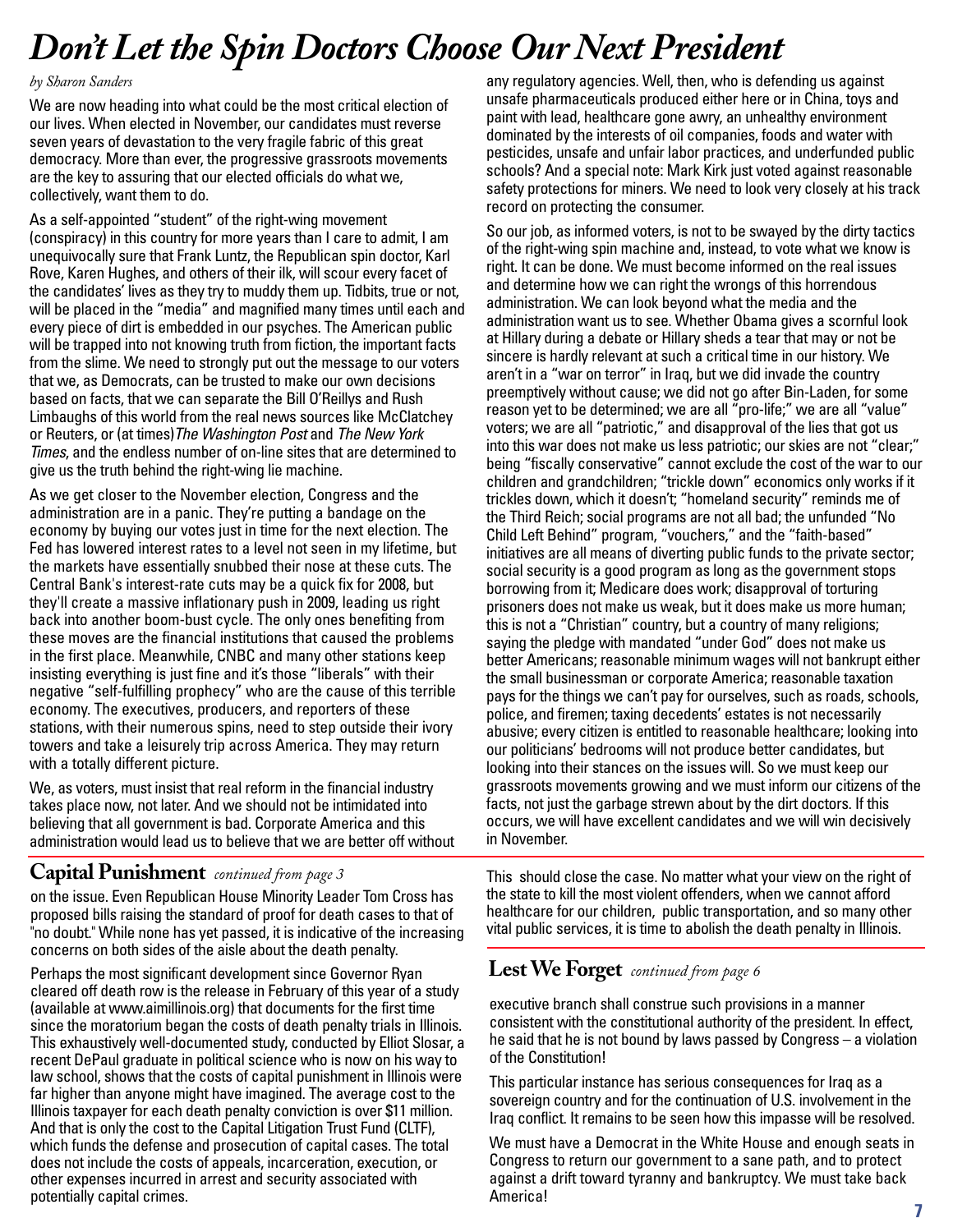# *Don't Let the Spin Doctors Choose Our Next President*

*by Sharon Sanders*

We are now heading into what could be the most critical election of our lives. When elected in November, our candidates must reverse seven years of devastation to the very fragile fabric of this great democracy. More than ever, the progressive grassroots movements are the key to assuring that our elected officials do what we, collectively, want them to do.

As a self-appointed "student" of the right-wing movement (conspiracy) in this country for more years than I care to admit, I am unequivocally sure that Frank Luntz, the Republican spin doctor, Karl Rove, Karen Hughes, and others of their ilk, will scour every facet of the candidates' lives as they try to muddy them up. Tidbits, true or not, will be placed in the "media" and magnified many times until each and every piece of dirt is embedded in our psyches. The American public will be trapped into not knowing truth from fiction, the important facts from the slime. We need to strongly put out the message to our voters that we, as Democrats, can be trusted to make our own decisions based on facts, that we can separate the Bill O'Reillys and Rush Limbaughs of this world from the real news sources like McClatchey or Reuters, or (at times) *The Washington Post* and *The New York Times*, and the endless number of on-line sites that are determined to give us the truth behind the right-wing lie machine.

As we get closer to the November election, Congress and the administration are in a panic. They're putting a bandage on the economy by buying our votes just in time for the next election. The Fed has lowered interest rates to a level not seen in my lifetime, but the markets have essentially snubbed their nose at these cuts. The Central Bank's interest-rate cuts may be a quick fix for 2008, but they'll create a massive inflationary push in 2009, leading us right back into another boom-bust cycle. The only ones benefiting from these moves are the financial institutions that caused the problems in the first place. Meanwhile, CNBC and many other stations keep insisting everything is just fine and it's those "liberals" with their negative "self-fulfilling prophecy" who are the cause of this terrible economy. The executives, producers, and reporters of these stations, with their numerous spins, need to step outside their ivory towers and take a leisurely trip across America. They may return with a totally different picture.

We, as voters, must insist that real reform in the financial industry takes place now, not later. And we should not be intimidated into believing that all government is bad. Corporate America and this administration would lead us to believe that we are better off without any regulatory agencies. Well, then, who is defending us against unsafe pharmaceuticals produced either here or in China, toys and paint with lead, healthcare gone awry, an unhealthy environment dominated by the interests of oil companies, foods and water with pesticides, unsafe and unfair labor practices, and underfunded public schools? And a special note: Mark Kirk just voted against reasonable safety protections for miners. We need to look very closely at his track record on protecting the consumer.

So our job, as informed voters, is not to be swayed by the dirty tactics of the right-wing spin machine and, instead, to vote what we know is right. It can be done. We must become informed on the real issues and determine how we can right the wrongs of this horrendous administration. We can look beyond what the media and the administration want us to see. Whether Obama gives a scornful look at Hillary during a debate or Hillary sheds a tear that may or not be sincere is hardly relevant at such a critical time in our history. We aren't in a "war on terror" in Iraq, but we did invade the country preemptively without cause; we did not go after Bin-Laden, for some reason yet to be determined; we are all "pro-life;" we are all "value" voters; we are all "patriotic," and disapproval of the lies that got us into this war does not make us less patriotic; our skies are not "clear;" being "fiscally conservative" cannot exclude the cost of the war to our children and grandchildren; "trickle down" economics only works if it trickles down, which it doesn't; "homeland security" reminds me of the Third Reich; social programs are not all bad; the unfunded "No Child Left Behind" program, "vouchers," and the "faith-based" initiatives are all means of diverting public funds to the private sector; social security is a good program as long as the government stops borrowing from it; Medicare does work; disapproval of torturing prisoners does not make us weak, but it does make us more human; this is not a "Christian" country, but a country of many religions; saying the pledge with mandated "under God" does not make us better Americans; reasonable minimum wages will not bankrupt either the small businessman or corporate America; reasonable taxation pays for the things we can't pay for ourselves, such as roads, schools, police, and firemen; taxing decedents' estates is not necessarily abusive; every citizen is entitled to reasonable healthcare; looking into our politicians' bedrooms will not produce better candidates, but looking into their stances on the issues will. So we must keep our grassroots movements growing and we must inform our citizens of the facts, not just the garbage strewn about by the dirt doctors. If this occurs, we will have excellent candidates and we will win decisively in November.

## Capital Punishment *continued from page 3*

on the issue. Even Republican House Minority Leader Tom Cross has proposed bills raising the standard of proof for death cases to that of "no doubt." While none has yet passed, it is indicative of the increasing concerns on both sides of the aisle about the death penalty.

Perhaps the most significant development since Governor Ryan cleared off death row is the release in February of this year of a study (available at www.aimillinois.org) that documents for the first time since the moratorium began the costs of death penalty trials in Illinois. This exhaustively well-documented study, conducted by Elliot Slosar, a recent DePaul graduate in political science who is now on his way to law school, shows that the costs of capital punishment in Illinois were far higher than anyone might have imagined. The average cost to the Illinois taxpayer for each death penalty conviction is over $11 million. And that is only the cost to the Capital Litigation Trust Fund (CLTF), which funds the defense and prosecution of capital cases. The total does not include the costs of appeals, incarceration, execution, or other expenses incurred in arrest and security associated with potentially capital crimes.

This should close the case. No matter what your view on the right of the state to kill the most violent offenders, when we cannot afford healthcare for our children, public transportation, and so many other vital public services, it is time to abolish the death penalty in Illinois.

## Lest We Forget *continued from page 6*

executive branch shall construe such provisions in a manner consistent with the constitutional authority of the president. In effect, he said that he is not bound by laws passed by Congress – a violation of the Constitution!

This particular instance has serious consequences for Iraq as a sovereign country and for the continuation of U.S. involvement in the Iraq conflict. It remains to be seen how this impasse will be resolved.

We must have a Democrat in the White House and enough seats in Congress to return our government to a sane path, and to protect against a drift toward tyranny and bankruptcy. We must take back America!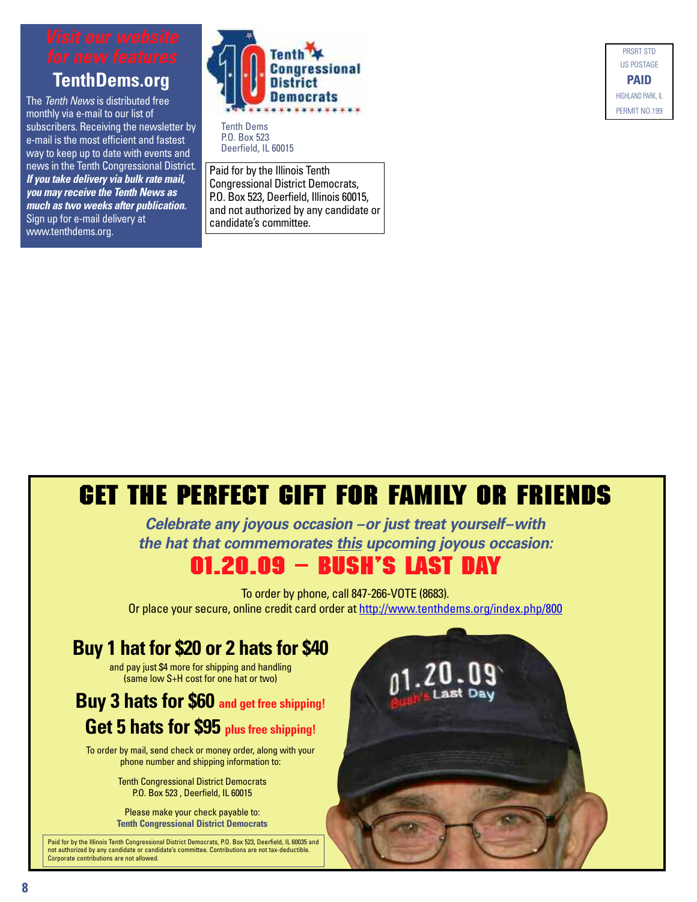**Visit our website for new features**

**TenthDems.org**

The *Tenth News* is distributed free monthly via e-mail to our list of subscribers. Receiving the newsletter by e-mail is the most efficient and fastest way to keep up to date with events and news in the Tenth Congressional District. ***If you take delivery via bulk rate mail, you may receive the Tenth News as much as two weeks after publication.*** Sign up for e-mail delivery at www.tenthdems.org.

10 Tenth Congressional District Democrats

Tenth Dems
P.O. Box 523
Deerfield, IL 60015

Paid for by the Illinois Tenth Congressional District Democrats, P.O. Box 523, Deerfield, Illinois 60015, and not authorized by any candidate or candidate's committee.

PRSRT STD
US POSTAGE
**PAID**
HIGHLAND PARK, IL
PERMIT NO.199

# GET THE PERFECT GIFT FOR FAMILY OR FRIENDS

***Celebrate any joyous occasion –or just treat yourself–with the hat that commemorates this upcoming joyous occasion:***

## 01.20.09 – BUSH'S LAST DAY

To order by phone, call 847-266-VOTE (8683).
Or place your secure, online credit card order at http://www.tenthdems.org/index.php/800

### Buy 1 hat for $20 or 2 hats for $40

and pay just $4 more for shipping and handling
(same low S+H cost for one hat or two)

### Buy 3 hats for $60 and get free shipping!

### Get 5 hats for $95 plus free shipping!

To order by mail, send check or money order, along with your phone number and shipping information to:

Tenth Congressional District Democrats
P.O. Box 523 , Deerfield, IL 60015

Please make your check payable to:
**Tenth Congressional District Democrats**

01.20.09
Bush's Last Day

Paid for by the Illinois Tenth Congressional District Democrats, P.O. Box 523, Deerfield, IL 60035 and not authorized by any candidate or candidate's committee. Contributions are not tax-deductible. Corporate contributions are not allowed.